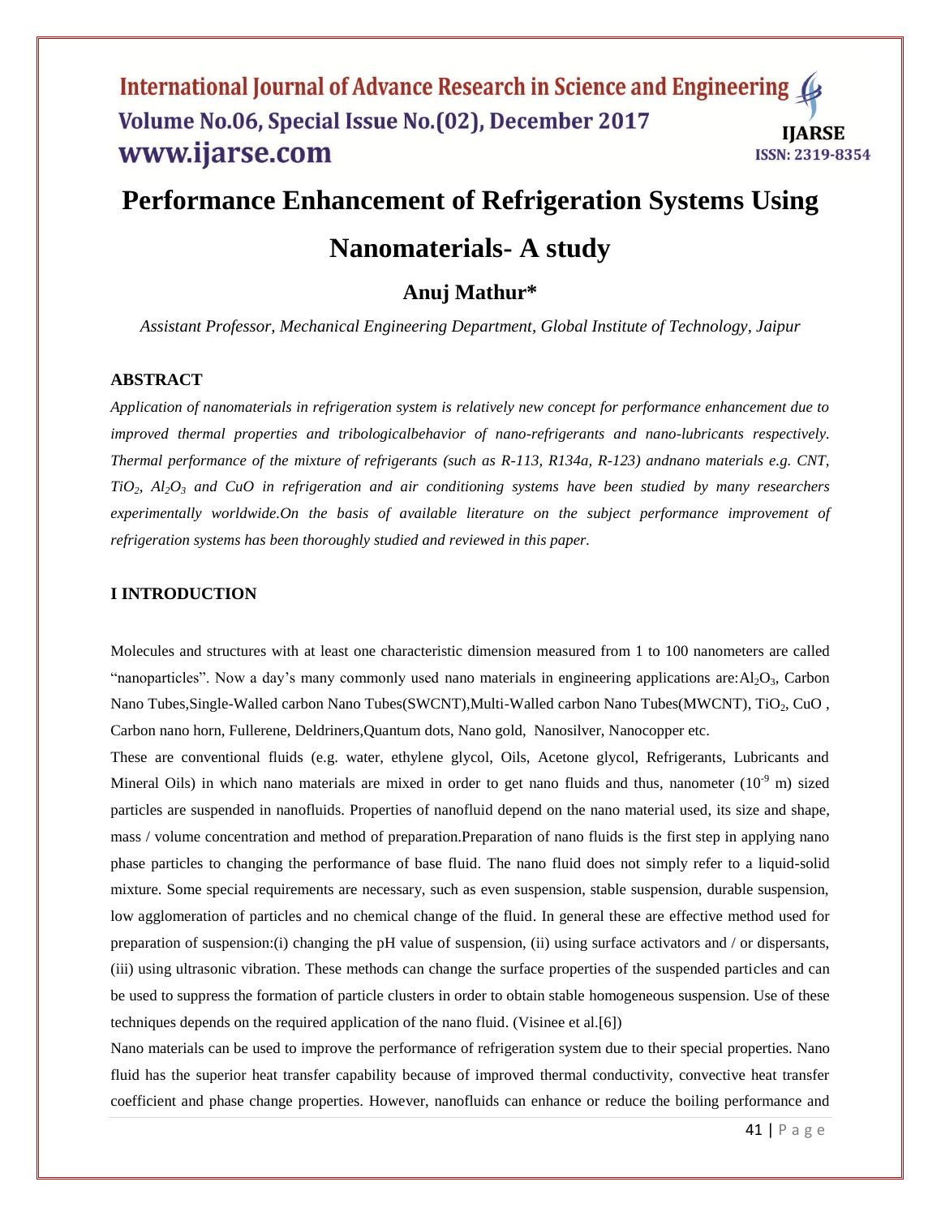# Performance Enhancement of Refrigeration Systems Using Nanomaterials- A study

## Anuj Mathur*

*Assistant Professor, Mechanical Engineering Department, Global Institute of Technology, Jaipur*

### ABSTRACT

*Application of nanomaterials in refrigeration system is relatively new concept for performance enhancement due to improved thermal properties and tribologicalbehavior of nano-refrigerants and nano-lubricants respectively. Thermal performance of the mixture of refrigerants (such as R-113, R134a, R-123) andnano materials e.g. CNT, $TiO_2$, $Al_2O_3$ and CuO in refrigeration and air conditioning systems have been studied by many researchers experimentally worldwide.On the basis of available literature on the subject performance improvement of refrigeration systems has been thoroughly studied and reviewed in this paper.*

### I INTRODUCTION

Molecules and structures with at least one characteristic dimension measured from 1 to 100 nanometers are called "nanoparticles". Now a day's many commonly used nano materials in engineering applications are:$Al_2O_3$, Carbon Nano Tubes,Single-Walled carbon Nano Tubes(SWCNT),Multi-Walled carbon Nano Tubes(MWCNT), $TiO_2$, CuO , Carbon nano horn, Fullerene, Deldriners,Quantum dots, Nano gold, Nanosilver, Nanocopper etc.

These are conventional fluids (e.g. water, ethylene glycol, Oils, Acetone glycol, Refrigerants, Lubricants and Mineral Oils) in which nano materials are mixed in order to get nano fluids and thus, nanometer ($10^{-9}$ m) sized particles are suspended in nanofluids. Properties of nanofluid depend on the nano material used, its size and shape, mass / volume concentration and method of preparation.Preparation of nano fluids is the first step in applying nano phase particles to changing the performance of base fluid. The nano fluid does not simply refer to a liquid-solid mixture. Some special requirements are necessary, such as even suspension, stable suspension, durable suspension, low agglomeration of particles and no chemical change of the fluid. In general these are effective method used for preparation of suspension:(i) changing the pH value of suspension, (ii) using surface activators and / or dispersants, (iii) using ultrasonic vibration. These methods can change the surface properties of the suspended particles and can be used to suppress the formation of particle clusters in order to obtain stable homogeneous suspension. Use of these techniques depends on the required application of the nano fluid. (Visinee et al.[6])

Nano materials can be used to improve the performance of refrigeration system due to their special properties. Nano fluid has the superior heat transfer capability because of improved thermal conductivity, convective heat transfer coefficient and phase change properties. However, nanofluids can enhance or reduce the boiling performance and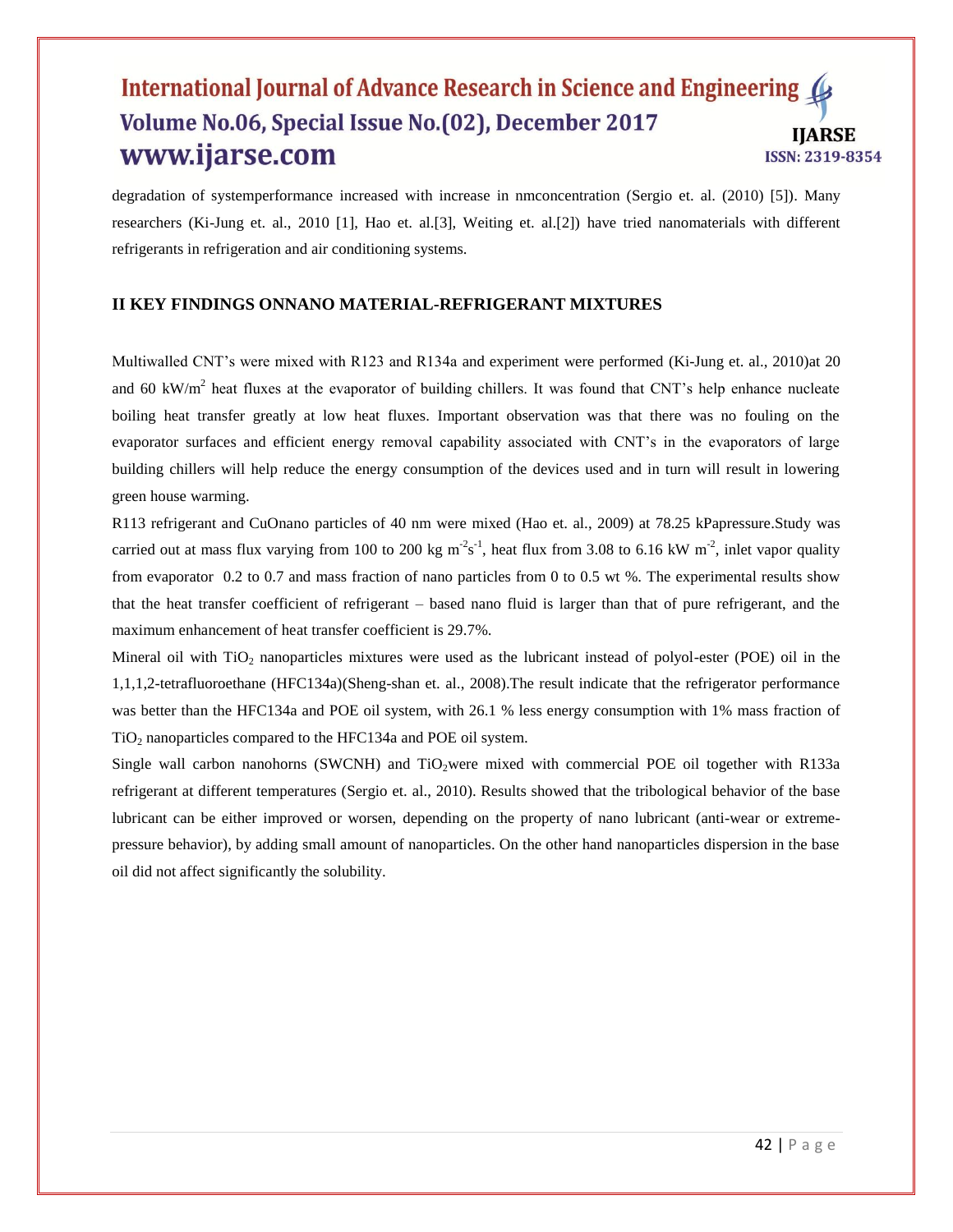degradation of systemperformance increased with increase in nmconcentration (Sergio et. al. (2010) [5]). Many researchers (Ki-Jung et. al., 2010 [1], Hao et. al.[3], Weiting et. al.[2]) have tried nanomaterials with different refrigerants in refrigeration and air conditioning systems.

## II KEY FINDINGS ONNANO MATERIAL-REFRIGERANT MIXTURES

Multiwalled CNT's were mixed with R123 and R134a and experiment were performed (Ki-Jung et. al., 2010)at 20 and 60 $kW/m^2$ heat fluxes at the evaporator of building chillers. It was found that CNT's help enhance nucleate boiling heat transfer greatly at low heat fluxes. Important observation was that there was no fouling on the evaporator surfaces and efficient energy removal capability associated with CNT's in the evaporators of large building chillers will help reduce the energy consumption of the devices used and in turn will result in lowering green house warming.

R113 refrigerant and CuOnano particles of 40 nm were mixed (Hao et. al., 2009) at 78.25 kPapressure.Study was carried out at mass flux varying from 100 to 200 kg $m^{-2}s^{-1}$, heat flux from 3.08 to 6.16 kW $m^{-2}$, inlet vapor quality from evaporator 0.2 to 0.7 and mass fraction of nano particles from 0 to 0.5 wt %. The experimental results show that the heat transfer coefficient of refrigerant – based nano fluid is larger than that of pure refrigerant, and the maximum enhancement of heat transfer coefficient is 29.7%.

Mineral oil with $TiO_2$ nanoparticles mixtures were used as the lubricant instead of polyol-ester (POE) oil in the 1,1,1,2-tetrafluoroethane (HFC134a)(Sheng-shan et. al., 2008).The result indicate that the refrigerator performance was better than the HFC134a and POE oil system, with 26.1 % less energy consumption with 1% mass fraction of $TiO_2$ nanoparticles compared to the HFC134a and POE oil system.

Single wall carbon nanohorns (SWCNH) and $TiO_2$were mixed with commercial POE oil together with R133a refrigerant at different temperatures (Sergio et. al., 2010). Results showed that the tribological behavior of the base lubricant can be either improved or worsen, depending on the property of nano lubricant (anti-wear or extreme-pressure behavior), by adding small amount of nanoparticles. On the other hand nanoparticles dispersion in the base oil did not affect significantly the solubility.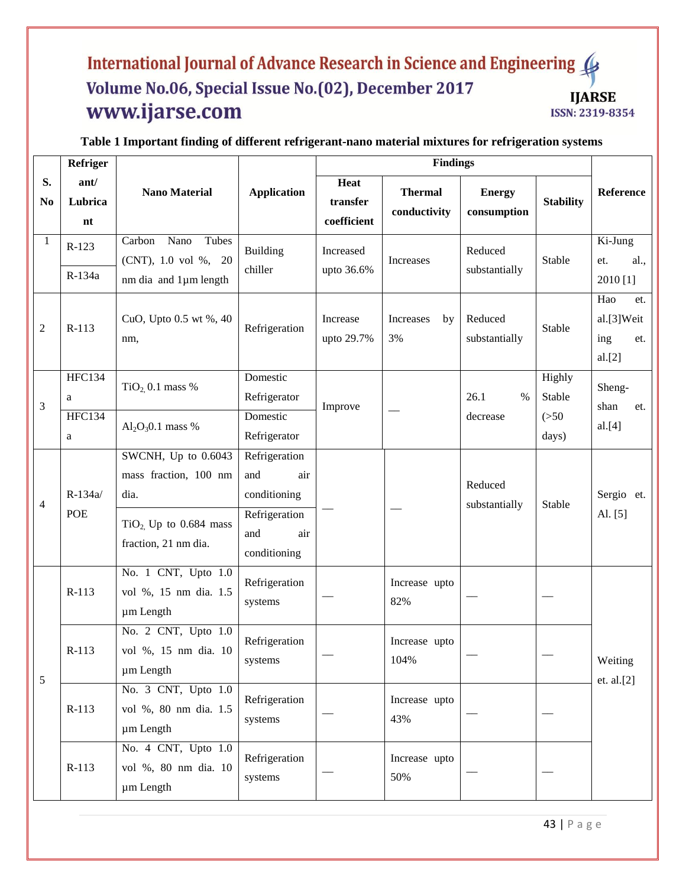**Table 1 Important finding of different refrigerant-nano material mixtures for refrigeration systems**

| S. No | Refrigerant/ Lubricant | Nano Material | Application | Findings | | | | Reference |
|---|---|---|---|---|---|---|---|---|
| | | | | Heat transfer coefficient | Thermal conductivity | Energy consumption | Stability | |
| 1 | R-123 | Carbon Nano Tubes (CNT), 1.0 vol %, 20 nm dia and 1µm length | Building chiller | Increased upto 36.6% | Increases | Reduced substantially | Stable | Ki-Jung et. al., 2010 [1] |
| | R-134a | | | | | | | |
| 2 | R-113 | CuO, Upto 0.5 wt %, 40 nm, | Refrigeration | Increase upto 29.7% | Increases by 3% | Reduced substantially | Stable | Hao et. al.[3]Weiting et. al.[2] |
| 3 | HFC134a | $TiO_2$ 0.1 mass % | Domestic Refrigerator | Improve | — | 26.1 % decrease | Highly Stable (>50 days) | Sheng-shan et. al.[4] |
| | HFC134a | $Al_2O_3$0.1 mass % | Domestic Refrigerator | | | | | |
| 4 | R-134a/ POE | SWCNH, Up to 0.6043 mass fraction, 100 nm dia. | Refrigeration and air conditioning | — | — | Reduced substantially | Stable | Sergio et. Al. [5] |
| | | $TiO_2$, Up to 0.684 mass fraction, 21 nm dia. | Refrigeration and air conditioning | | | | | |
| 5 | R-113 | No. 1 CNT, Upto 1.0 vol %, 15 nm dia. 1.5 µm Length | Refrigeration systems | — | Increase upto 82% | — | — | Weiting et. al.[2] |
| | R-113 | No. 2 CNT, Upto 1.0 vol %, 15 nm dia. 10 µm Length | Refrigeration systems | — | Increase upto 104% | — | — | |
| | R-113 | No. 3 CNT, Upto 1.0 vol %, 80 nm dia. 1.5 µm Length | Refrigeration systems | — | Increase upto 43% | — | — | |
| | R-113 | No. 4 CNT, Upto 1.0 vol %, 80 nm dia. 10 µm Length | Refrigeration systems | — | Increase upto 50% | — | — | |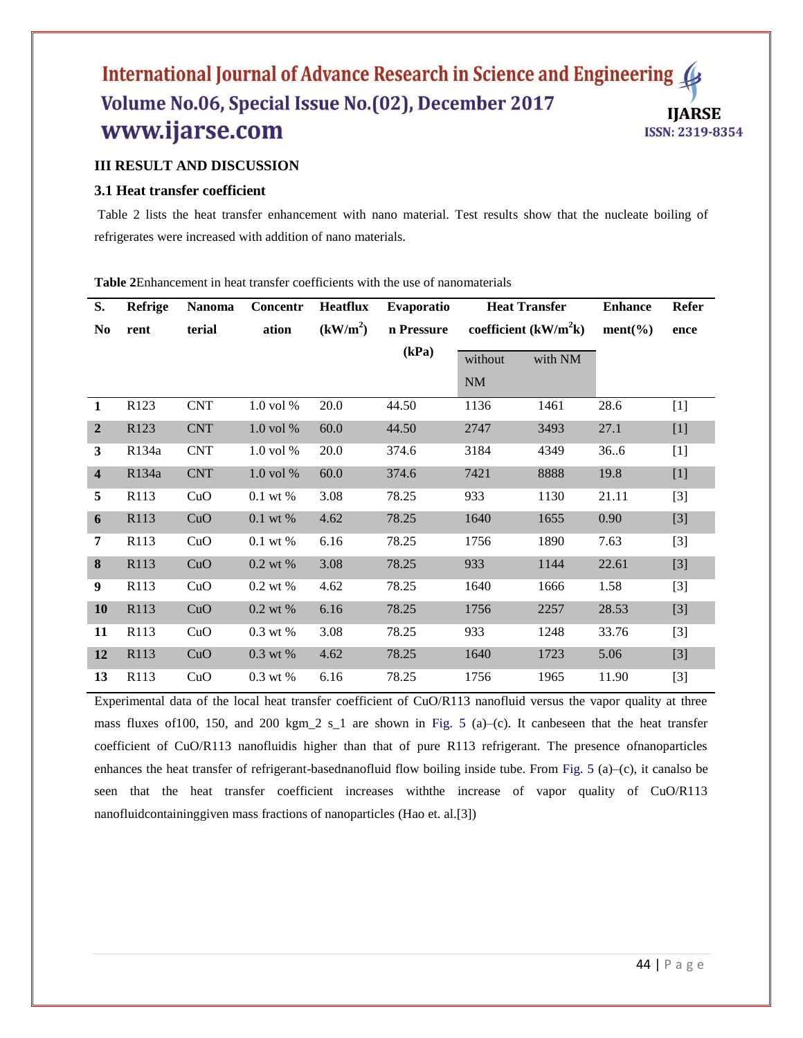## III RESULT AND DISCUSSION

### 3.1 Heat transfer coefficient

Table 2 lists the heat transfer enhancement with nano material. Test results show that the nucleate boiling of refrigerates were increased with addition of nano materials.

**Table 2**Enhancement in heat transfer coefficients with the use of nanomaterials

| S. No | Refrigerent | Nanomaterial | Concentration | Heatflux ($kW/m^2$) | Evaporation Pressure (kPa) | Heat Transfer coefficient ($kW/m^2k$) | | Enhancement(%) | Reference |
|---|---|---|---|---|---|---|---|---|---|
| | | | | | | without NM | with NM | | |
| **1** | R123 | CNT | 1.0 vol % | 20.0 | 44.50 | 1136 | 1461 | 28.6 | [1] |
| **2** | R123 | CNT | 1.0 vol % | 60.0 | 44.50 | 2747 | 3493 | 27.1 | [1] |
| **3** | R134a | CNT | 1.0 vol % | 20.0 | 374.6 | 3184 | 4349 | 36..6 | [1] |
| **4** | R134a | CNT | 1.0 vol % | 60.0 | 374.6 | 7421 | 8888 | 19.8 | [1] |
| **5** | R113 | CuO | 0.1 wt % | 3.08 | 78.25 | 933 | 1130 | 21.11 | [3] |
| **6** | R113 | CuO | 0.1 wt % | 4.62 | 78.25 | 1640 | 1655 | 0.90 | [3] |
| **7** | R113 | CuO | 0.1 wt % | 6.16 | 78.25 | 1756 | 1890 | 7.63 | [3] |
| **8** | R113 | CuO | 0.2 wt % | 3.08 | 78.25 | 933 | 1144 | 22.61 | [3] |
| **9** | R113 | CuO | 0.2 wt % | 4.62 | 78.25 | 1640 | 1666 | 1.58 | [3] |
| **10** | R113 | CuO | 0.2 wt % | 6.16 | 78.25 | 1756 | 2257 | 28.53 | [3] |
| **11** | R113 | CuO | 0.3 wt % | 3.08 | 78.25 | 933 | 1248 | 33.76 | [3] |
| **12** | R113 | CuO | 0.3 wt % | 4.62 | 78.25 | 1640 | 1723 | 5.06 | [3] |
| **13** | R113 | CuO | 0.3 wt % | 6.16 | 78.25 | 1756 | 1965 | 11.90 | [3] |

Experimental data of the local heat transfer coefficient of CuO/R113 nanofluid versus the vapor quality at three mass fluxes of100, 150, and 200 kgm_2 s_1 are shown in Fig. 5 (a)–(c). It canbeseen that the heat transfer coefficient of CuO/R113 nanofluidis higher than that of pure R113 refrigerant. The presence ofnanoparticles enhances the heat transfer of refrigerant-basednanofluid flow boiling inside tube. From Fig. 5 (a)–(c), it canalso be seen that the heat transfer coefficient increases withthe increase of vapor quality of CuO/R113 nanofluidcontaininggiven mass fractions of nanoparticles (Hao et. al.[3])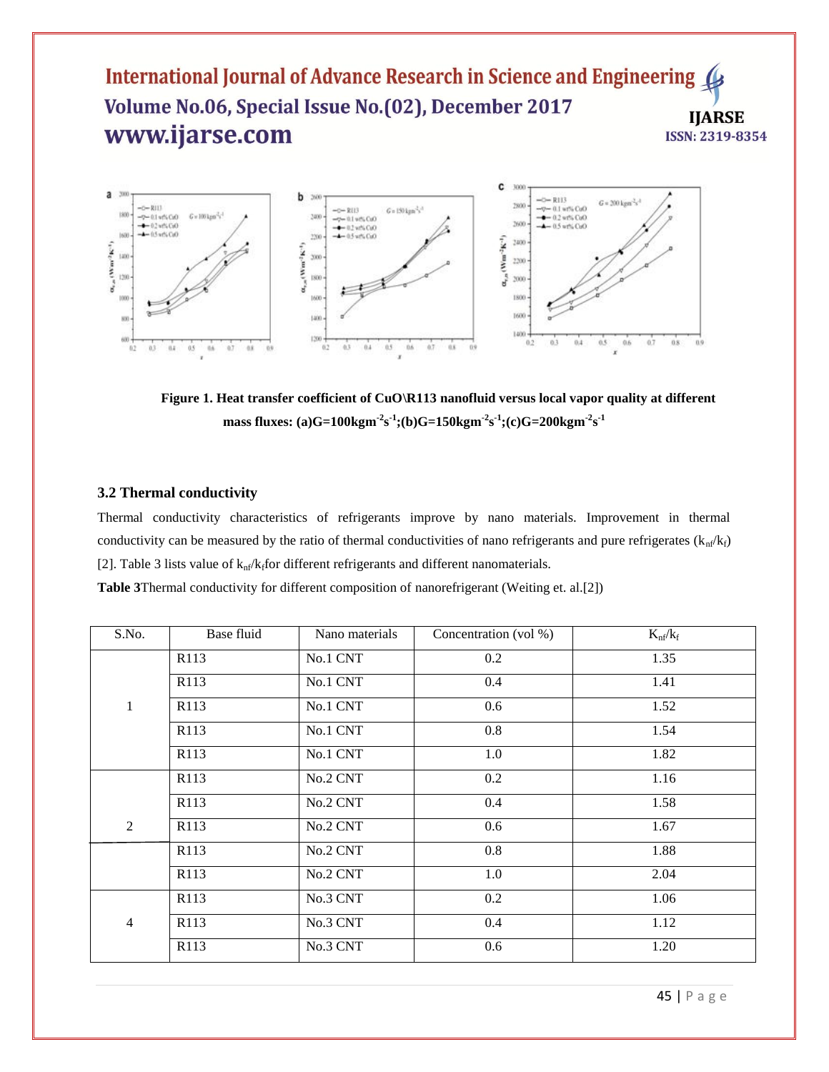**Figure 1. Heat transfer coefficient of CuO\R113 nanofluid versus local vapor quality at different mass fluxes: (a)G=100kgm$^{-2}$s$^{-1}$;(b)G=150kgm$^{-2}$s$^{-1}$;(c)G=200kgm$^{-2}$s$^{-1}$**

### 3.2 Thermal conductivity

Thermal conductivity characteristics of refrigerants improve by nano materials. Improvement in thermal conductivity can be measured by the ratio of thermal conductivities of nano refrigerants and pure refrigerates ($k_{nf}/k_f$) [2]. Table 3 lists value of $k_{nf}/k_f$ for different refrigerants and different nanomaterials.

**Table 3** Thermal conductivity for different composition of nanorefrigerant (Weiting et. al.[2])

| S.No. | Base fluid | Nano materials | Concentration (vol %) | $K_{nf}/k_f$ |
|---|---|---|---|---|
| 1 | R113 | No.1 CNT | 0.2 | 1.35 |
| | R113 | No.1 CNT | 0.4 | 1.41 |
| | R113 | No.1 CNT | 0.6 | 1.52 |
| | R113 | No.1 CNT | 0.8 | 1.54 |
| | R113 | No.1 CNT | 1.0 | 1.82 |
| 2 | R113 | No.2 CNT | 0.2 | 1.16 |
| | R113 | No.2 CNT | 0.4 | 1.58 |
| | R113 | No.2 CNT | 0.6 | 1.67 |
| | R113 | No.2 CNT | 0.8 | 1.88 |
| | R113 | No.2 CNT | 1.0 | 2.04 |
| 4 | R113 | No.3 CNT | 0.2 | 1.06 |
| | R113 | No.3 CNT | 0.4 | 1.12 |
| | R113 | No.3 CNT | 0.6 | 1.20 |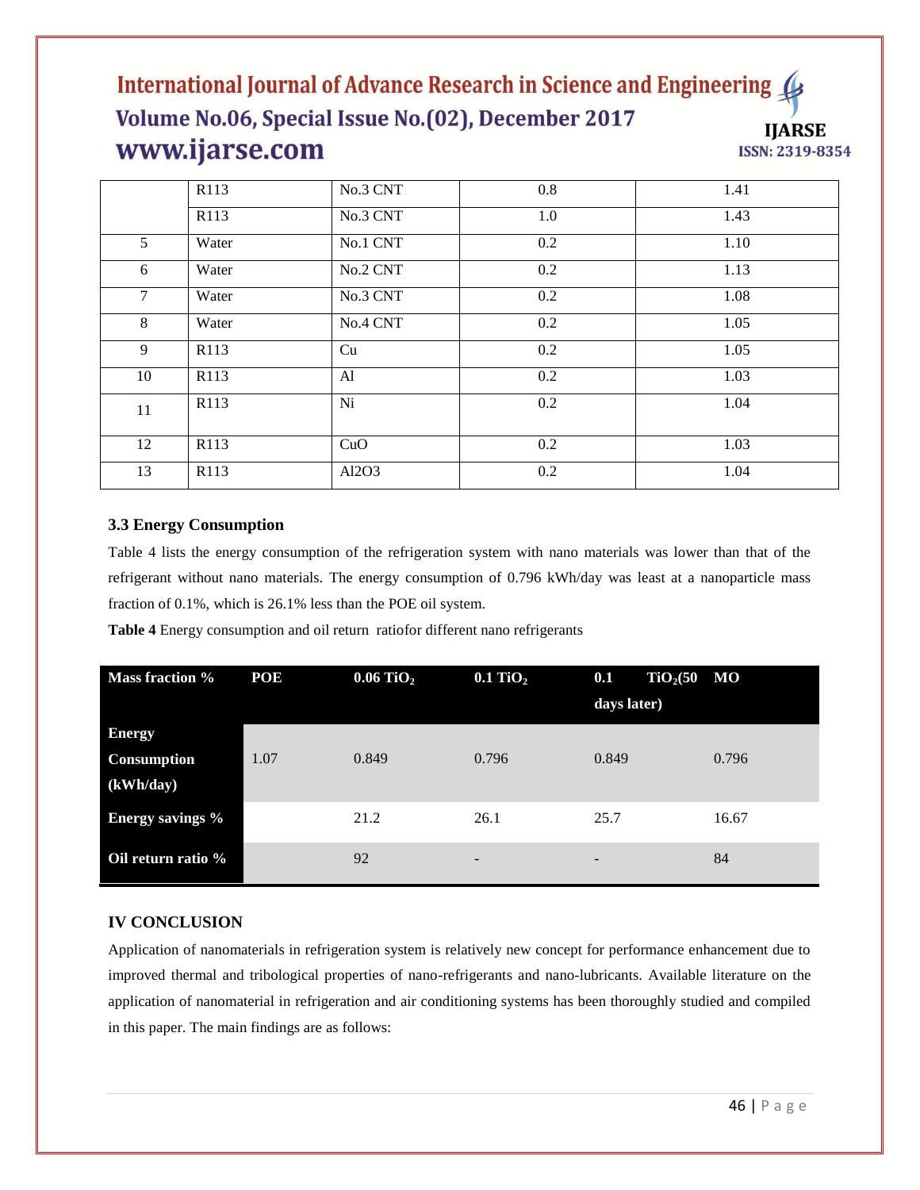| | R113 | No.3 CNT | 0.8 | 1.41 |
|---|---|---|---|---|
| | R113 | No.3 CNT | 1.0 | 1.43 |
| 5 | Water | No.1 CNT | 0.2 | 1.10 |
| 6 | Water | No.2 CNT | 0.2 | 1.13 |
| 7 | Water | No.3 CNT | 0.2 | 1.08 |
| 8 | Water | No.4 CNT | 0.2 | 1.05 |
| 9 | R113 | Cu | 0.2 | 1.05 |
| 10 | R113 | Al | 0.2 | 1.03 |
| 11 | R113 | Ni | 0.2 | 1.04 |
| 12 | R113 | CuO | 0.2 | 1.03 |
| 13 | R113 | Al2O3 | 0.2 | 1.04 |

### 3.3 Energy Consumption

Table 4 lists the energy consumption of the refrigeration system with nano materials was lower than that of the refrigerant without nano materials. The energy consumption of 0.796 kWh/day was least at a nanoparticle mass fraction of 0.1%, which is 26.1% less than the POE oil system.

**Table 4** Energy consumption and oil return ratiofor different nano refrigerants

| Mass fraction % | POE | 0.06 $TiO_2$ | 0.1 $TiO_2$ | 0.1 $TiO_2$(50 days later) | MO |
|---|---|---|---|---|---|
| Energy Consumption (kWh/day) | 1.07 | 0.849 | 0.796 | 0.849 | 0.796 |
| Energy savings % | | 21.2 | 26.1 | 25.7 | 16.67 |
| Oil return ratio % | | 92 | - | - | 84 |

## IV CONCLUSION

Application of nanomaterials in refrigeration system is relatively new concept for performance enhancement due to improved thermal and tribological properties of nano-refrigerants and nano-lubricants. Available literature on the application of nanomaterial in refrigeration and air conditioning systems has been thoroughly studied and compiled in this paper. The main findings are as follows: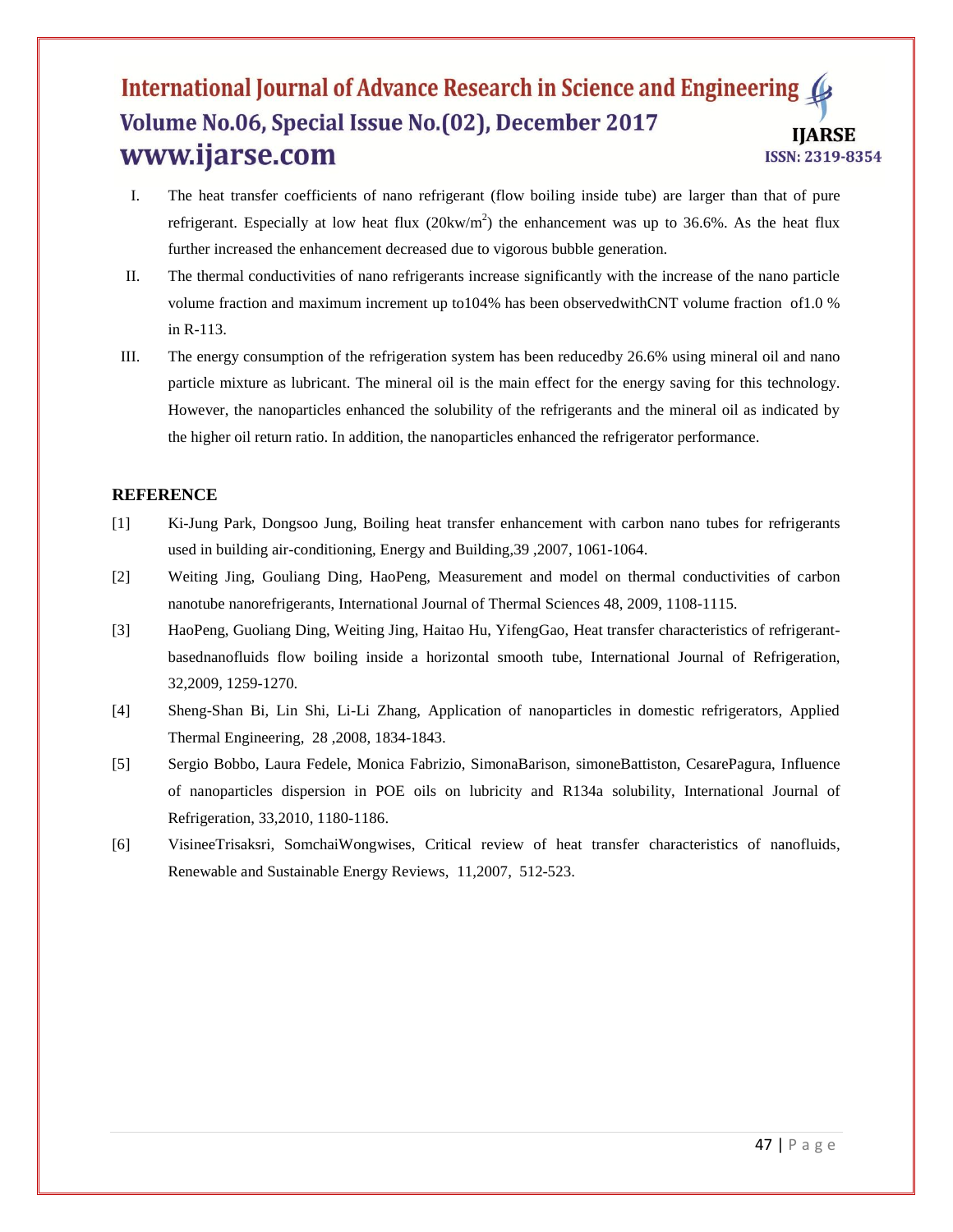I. The heat transfer coefficients of nano refrigerant (flow boiling inside tube) are larger than that of pure refrigerant. Especially at low heat flux ($20kw/m^2$) the enhancement was up to 36.6%. As the heat flux further increased the enhancement decreased due to vigorous bubble generation.

II. The thermal conductivities of nano refrigerants increase significantly with the increase of the nano particle volume fraction and maximum increment up to104% has been observedwithCNT volume fraction of1.0 % in R-113.

III. The energy consumption of the refrigeration system has been reducedby 26.6% using mineral oil and nano particle mixture as lubricant. The mineral oil is the main effect for the energy saving for this technology. However, the nanoparticles enhanced the solubility of the refrigerants and the mineral oil as indicated by the higher oil return ratio. In addition, the nanoparticles enhanced the refrigerator performance.

## REFERENCE

[1] Ki-Jung Park, Dongsoo Jung, Boiling heat transfer enhancement with carbon nano tubes for refrigerants used in building air-conditioning, Energy and Building,39 ,2007, 1061-1064.

[2] Weiting Jing, Gouliang Ding, HaoPeng, Measurement and model on thermal conductivities of carbon nanotube nanorefrigerants, International Journal of Thermal Sciences 48, 2009, 1108-1115.

[3] HaoPeng, Guoliang Ding, Weiting Jing, Haitao Hu, YifengGao, Heat transfer characteristics of refrigerant-basednanofluids flow boiling inside a horizontal smooth tube, International Journal of Refrigeration, 32,2009, 1259-1270.

[4] Sheng-Shan Bi, Lin Shi, Li-Li Zhang, Application of nanoparticles in domestic refrigerators, Applied Thermal Engineering, 28 ,2008, 1834-1843.

[5] Sergio Bobbo, Laura Fedele, Monica Fabrizio, SimonaBarison, simoneBattiston, CesarePagura, Influence of nanoparticles dispersion in POE oils on lubricity and R134a solubility, International Journal of Refrigeration, 33,2010, 1180-1186.

[6] VisineeTrisaksri, SomchaiWongwises, Critical review of heat transfer characteristics of nanofluids, Renewable and Sustainable Energy Reviews, 11,2007, 512-523.